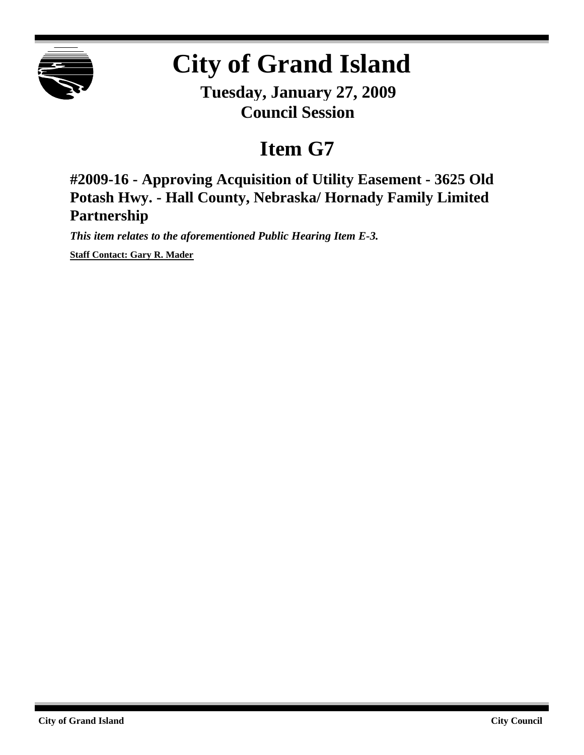# City of Grand Island

**Tuesday, January 27, 2009**
**Council Session**

## Item G7

### #2009-16 - Approving Acquisition of Utility Easement - 3625 Old Potash Hwy. - Hall County, Nebraska/ Hornady Family Limited Partnership

***This item relates to the aforementioned Public Hearing Item E-3.***

**Staff Contact: Gary R. Mader**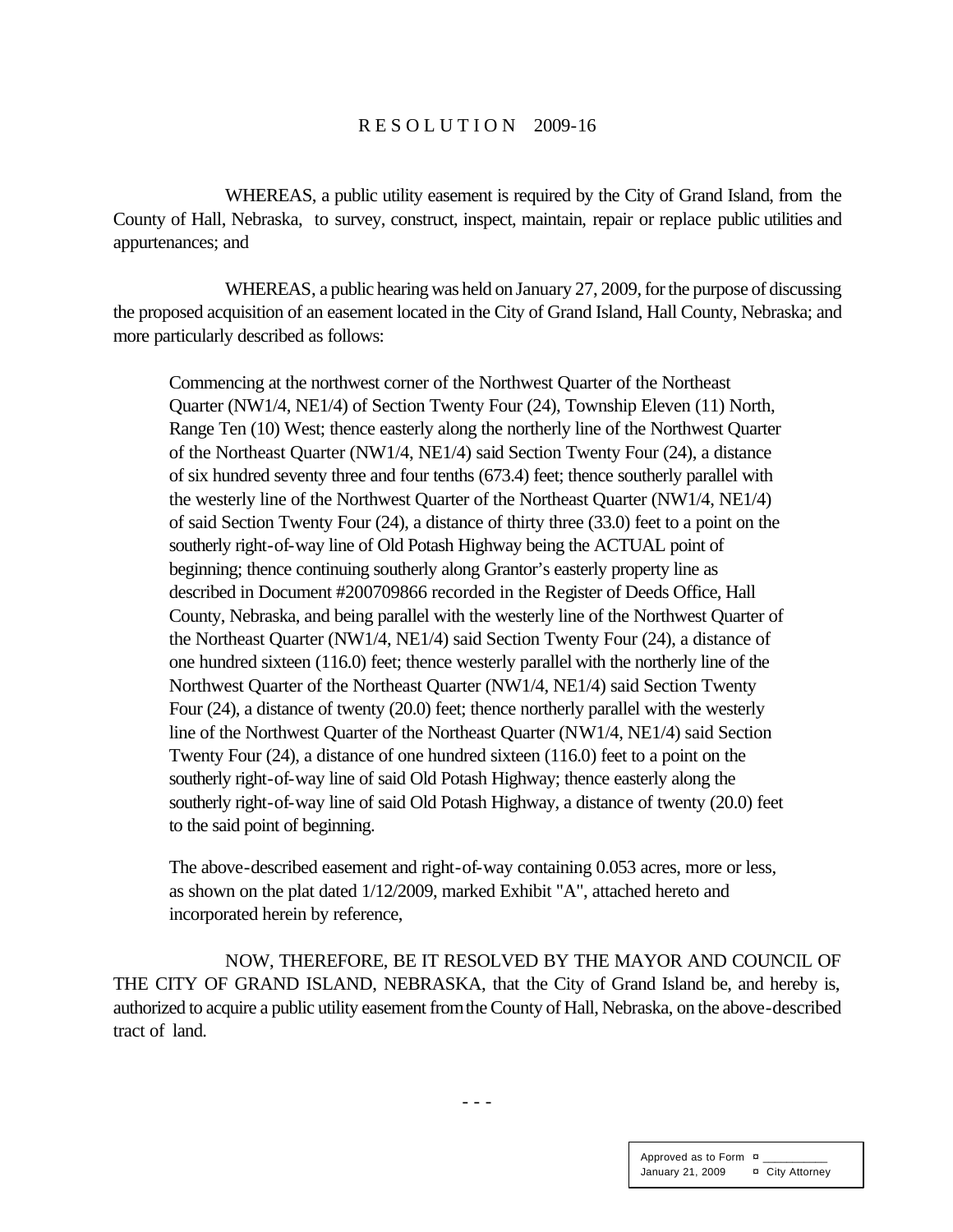# RESOLUTION 2009-16

WHEREAS, a public utility easement is required by the City of Grand Island, from the County of Hall, Nebraska, to survey, construct, inspect, maintain, repair or replace public utilities and appurtenances; and

WHEREAS, a public hearing was held on January 27, 2009, for the purpose of discussing the proposed acquisition of an easement located in the City of Grand Island, Hall County, Nebraska; and more particularly described as follows:

> Commencing at the northwest corner of the Northwest Quarter of the Northeast Quarter (NW1/4, NE1/4) of Section Twenty Four (24), Township Eleven (11) North, Range Ten (10) West; thence easterly along the northerly line of the Northwest Quarter of the Northeast Quarter (NW1/4, NE1/4) said Section Twenty Four (24), a distance of six hundred seventy three and four tenths (673.4) feet; thence southerly parallel with the westerly line of the Northwest Quarter of the Northeast Quarter (NW1/4, NE1/4) of said Section Twenty Four (24), a distance of thirty three (33.0) feet to a point on the southerly right-of-way line of Old Potash Highway being the ACTUAL point of beginning; thence continuing southerly along Grantor's easterly property line as described in Document #200709866 recorded in the Register of Deeds Office, Hall County, Nebraska, and being parallel with the westerly line of the Northwest Quarter of the Northeast Quarter (NW1/4, NE1/4) said Section Twenty Four (24), a distance of one hundred sixteen (116.0) feet; thence westerly parallel with the northerly line of the Northwest Quarter of the Northeast Quarter (NW1/4, NE1/4) said Section Twenty Four (24), a distance of twenty (20.0) feet; thence northerly parallel with the westerly line of the Northwest Quarter of the Northeast Quarter (NW1/4, NE1/4) said Section Twenty Four (24), a distance of one hundred sixteen (116.0) feet to a point on the southerly right-of-way line of said Old Potash Highway; thence easterly along the southerly right-of-way line of said Old Potash Highway, a distance of twenty (20.0) feet to the said point of beginning.
>
> The above-described easement and right-of-way containing 0.053 acres, more or less, as shown on the plat dated 1/12/2009, marked Exhibit "A", attached hereto and incorporated herein by reference,

NOW, THEREFORE, BE IT RESOLVED BY THE MAYOR AND COUNCIL OF THE CITY OF GRAND ISLAND, NEBRASKA, that the City of Grand Island be, and hereby is, authorized to acquire a public utility easement from the County of Hall, Nebraska, on the above-described tract of land.

- - -

| Approved as to Form | ¤ ___________ |
|---|---|
| January 21, 2009 | ¤ City Attorney |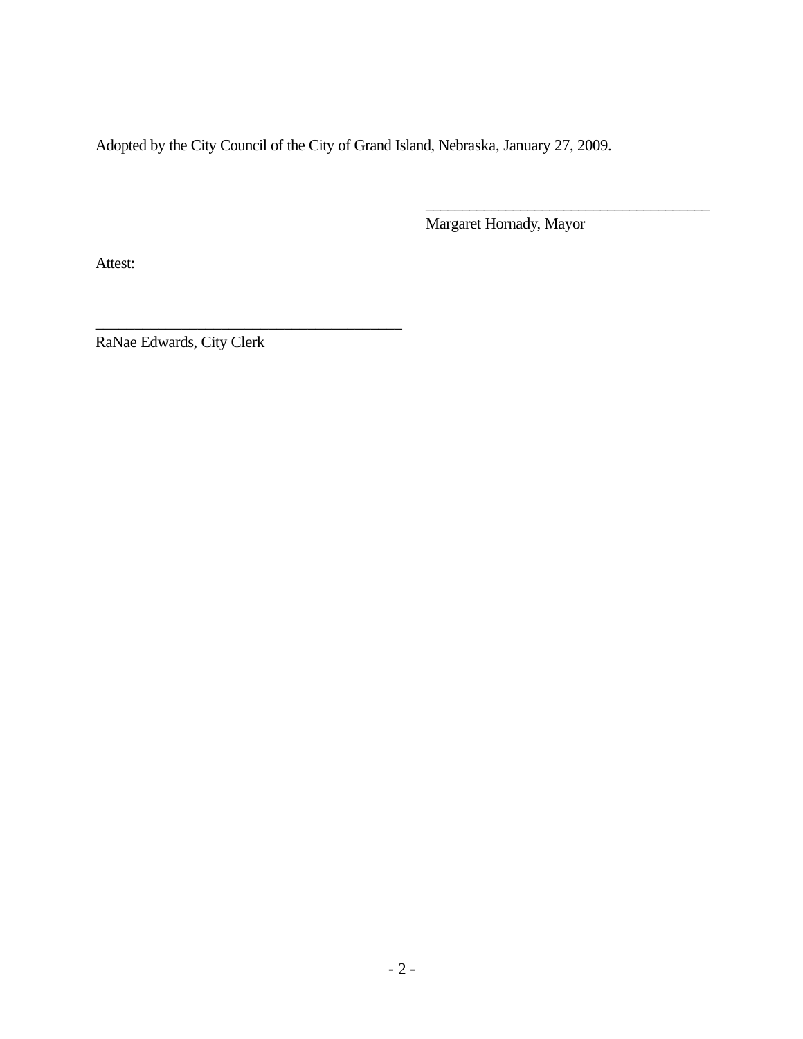Adopted by the City Council of the City of Grand Island, Nebraska, January 27, 2009.

_____________________________________
Margaret Hornady, Mayor

Attest:

_______________________________________
RaNae Edwards, City Clerk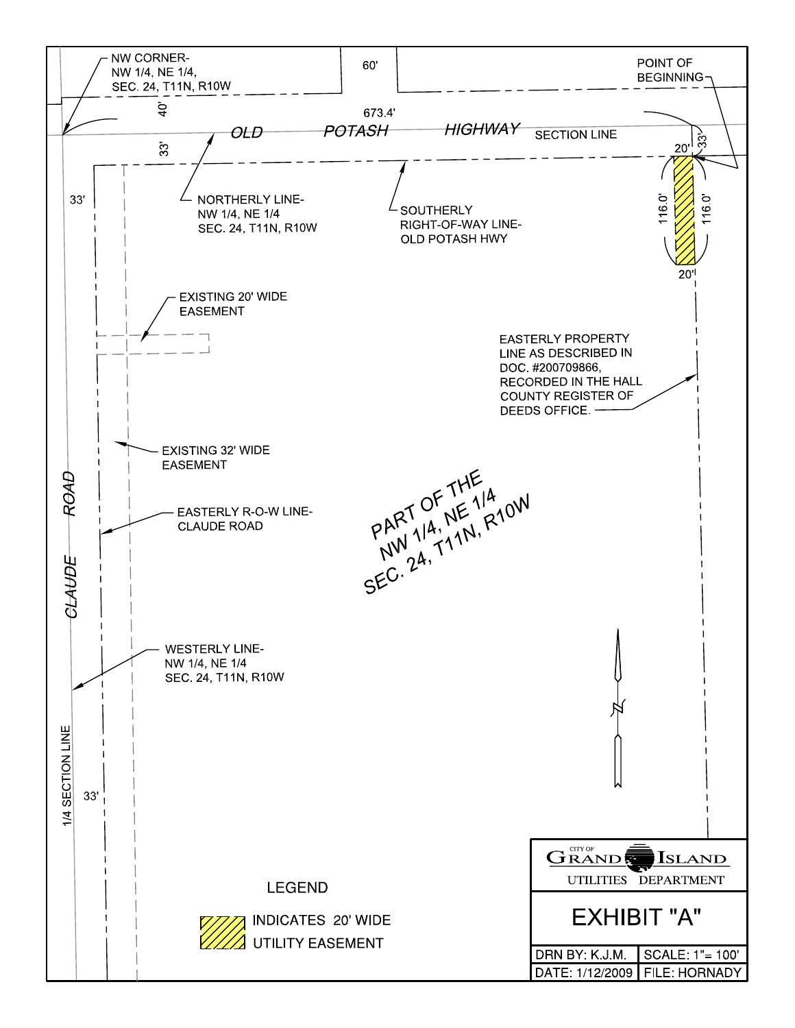NW CORNER-
NW 1/4, NE 1/4,
SEC. 24, T11N, R10W

60'

POINT OF
BEGINNING

40'

673.4'

OLD POTASH HIGHWAY

SECTION LINE

33'

20'

33'

33'

NORTHERLY LINE-
NW 1/4, NE 1/4
SEC. 24, T11N, R10W

SOUTHERLY
RIGHT-OF-WAY LINE-
OLD POTASH HWY

116.0'

116.0'

20'

EXISTING 20' WIDE
EASEMENT

EASTERLY PROPERTY
LINE AS DESCRIBED IN
DOC. #200709866,
RECORDED IN THE HALL
COUNTY REGISTER OF
DEEDS OFFICE.

EXISTING 32' WIDE
EASEMENT

CLAUDE ROAD

EASTERLY R-O-W LINE-
CLAUDE ROAD

PART OF THE
NW 1/4, NE 1/4
SEC. 24, T11N, R10W

WESTERLY LINE-
NW 1/4, NE 1/4
SEC. 24, T11N, R10W

N

1/4 SECTION LINE

33'

LEGEND

INDICATES 20' WIDE
UTILITY EASEMENT

CITY OF
GRAND ISLAND
UTILITIES DEPARTMENT

# EXHIBIT "A"

| | |
|---|---|
| DRN BY: K.J.M. | SCALE: 1"= 100' |
| DATE: 1/12/2009 | FILE: HORNADY |